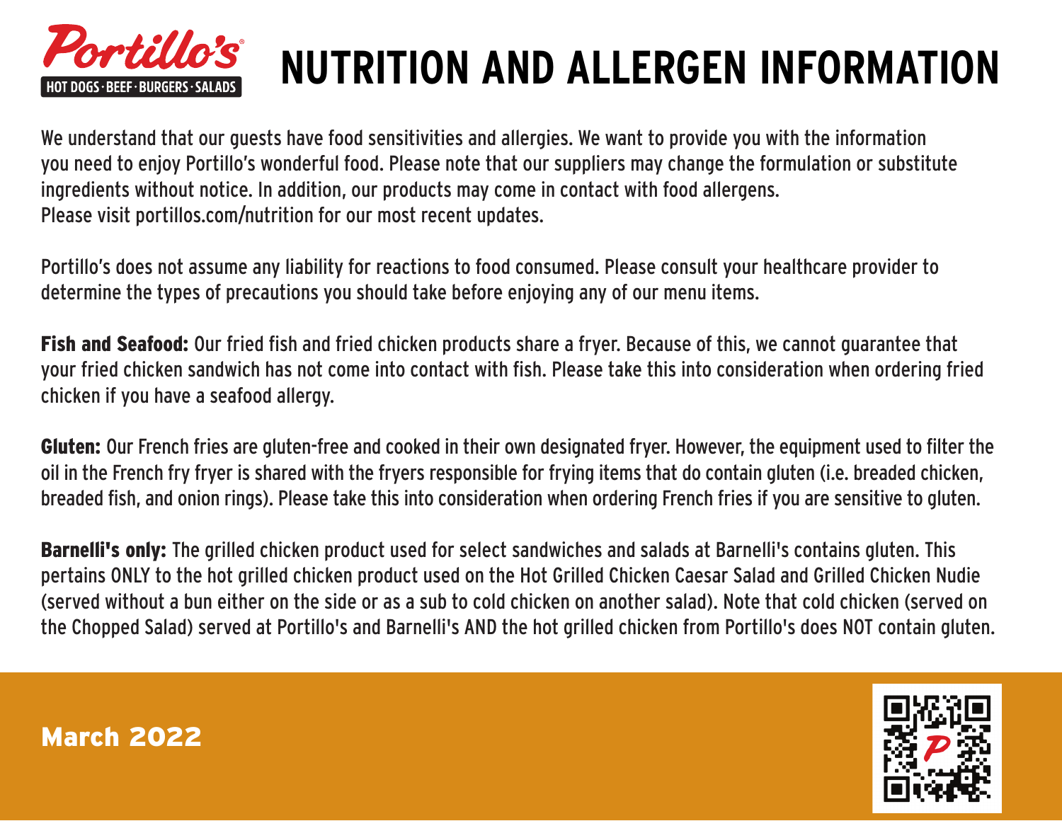Portillo's

HOT DOGS · BEEF · BURGERS · SALADS

# NUTRITION AND ALLERGEN INFORMATION

We understand that our guests have food sensitivities and allergies. We want to provide you with the information you need to enjoy Portillo's wonderful food. Please note that our suppliers may change the formulation or substitute ingredients without notice. In addition, our products may come in contact with food allergens. Please visit portillos.com/nutrition for our most recent updates.

Portillo's does not assume any liability for reactions to food consumed. Please consult your healthcare provider to determine the types of precautions you should take before enjoying any of our menu items.

**Fish and Seafood:** Our fried fish and fried chicken products share a fryer. Because of this, we cannot guarantee that your fried chicken sandwich has not come into contact with fish. Please take this into consideration when ordering fried chicken if you have a seafood allergy.

**Gluten:** Our French fries are gluten-free and cooked in their own designated fryer. However, the equipment used to filter the oil in the French fry fryer is shared with the fryers responsible for frying items that do contain gluten (i.e. breaded chicken, breaded fish, and onion rings). Please take this into consideration when ordering French fries if you are sensitive to gluten.

**Barnelli's only:** The grilled chicken product used for select sandwiches and salads at Barnelli's contains gluten. This pertains ONLY to the hot grilled chicken product used on the Hot Grilled Chicken Caesar Salad and Grilled Chicken Nudie (served without a bun either on the side or as a sub to cold chicken on another salad). Note that cold chicken (served on the Chopped Salad) served at Portillo's and Barnelli's AND the hot grilled chicken from Portillo's does NOT contain gluten.

**March 2022**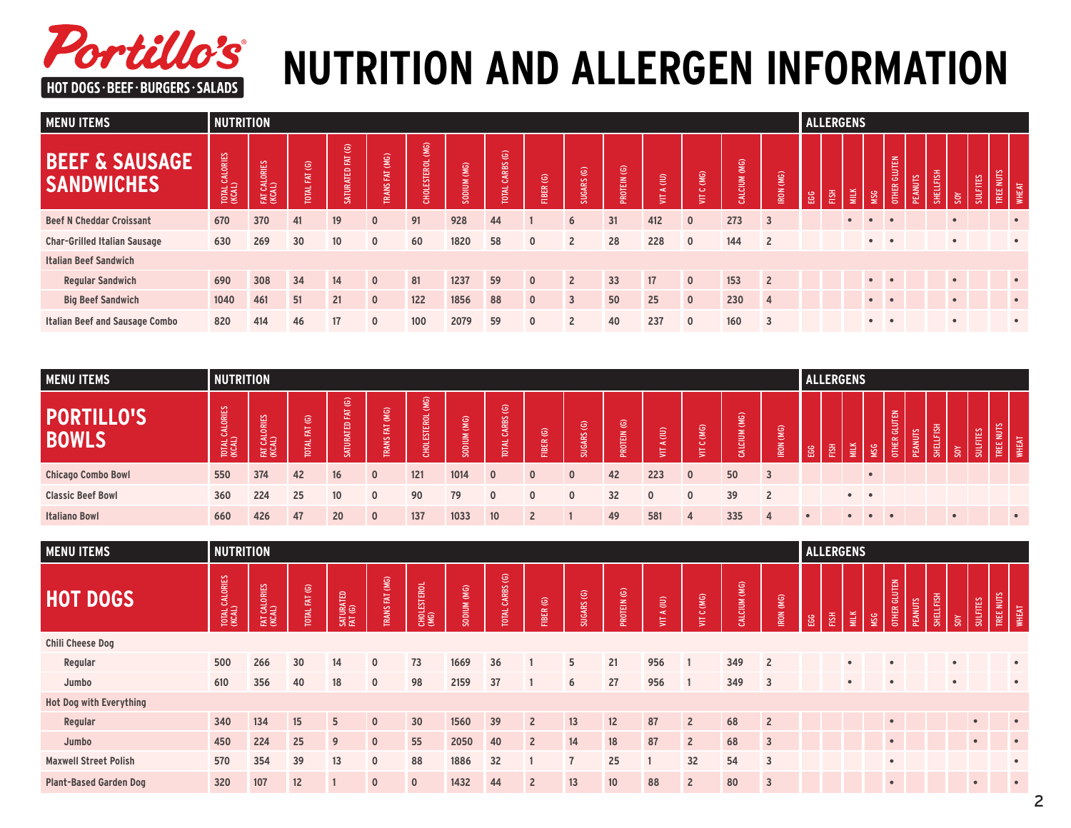# NUTRITION AND ALLERGEN INFORMATION

| MENU ITEMS | NUTRITION | | | | | | | | | | | | | | ALLERGENS | | | | | | | | | | |
|---|---|---|---|---|---|---|---|---|---|---|---|---|---|---|---|---|---|---|---|---|---|---|---|---|---|
| **BEEF & SAUSAGE SANDWICHES** | TOTAL CALORIES (KCAL) | FAT CALORIES (KCAL) | TOTAL FAT (G) | SATURATED FAT (G) | TRANS FAT (MG) | CHOLESTEROL (MG) | SODIUM (MG) | TOTAL CARBS (G) | FIBER (G) | SUGARS (G) | PROTEIN (G) | VIT A (IU) | VIT C (MG) | CALCIUM (MG) | IRON (MG) | EGG | FISH | MILK | MSG | OTHER GLUTEN | PEANUTS | SHELLFISH | SOY | SULFITES | TREE NUTS | WHEAT |
| Beef N Cheddar Croissant | 670 | 370 | 41 | 19 | 0 | 91 | 928 | 44 | 1 | 6 | 31 | 412 | 0 | 273 | 3 | | | • | • | • | | | • | | | • |
| Char-Grilled Italian Sausage | 630 | 269 | 30 | 10 | 0 | 60 | 1820 | 58 | 0 | 2 | 28 | 228 | 0 | 144 | 2 | | | | • | • | | | • | | | • |
| Italian Beef Sandwich | | | | | | | | | | | | | | | | | | | | | | | | | | |
| Regular Sandwich | 690 | 308 | 34 | 14 | 0 | 81 | 1237 | 59 | 0 | 2 | 33 | 17 | 0 | 153 | 2 | | | | • | • | | | • | | | • |
| Big Beef Sandwich | 1040 | 461 | 51 | 21 | 0 | 122 | 1856 | 88 | 0 | 3 | 50 | 25 | 0 | 230 | 4 | | | | • | • | | | • | | | • |
| Italian Beef and Sausage Combo | 820 | 414 | 46 | 17 | 0 | 100 | 2079 | 59 | 0 | 2 | 40 | 237 | 0 | 160 | 3 | | | | • | • | | | • | | | • |

| MENU ITEMS | NUTRITION | | | | | | | | | | | | | | ALLERGENS | | | | | | | | | | |
|---|---|---|---|---|---|---|---|---|---|---|---|---|---|---|---|---|---|---|---|---|---|---|---|---|---|
| **PORTILLO'S BOWLS** | TOTAL CALORIES (KCAL) | FAT CALORIES (KCAL) | TOTAL FAT (G) | SATURATED FAT (G) | TRANS FAT (MG) | CHOLESTEROL (MG) | SODIUM (MG) | TOTAL CARBS (G) | FIBER (G) | SUGARS (G) | PROTEIN (G) | VIT A (IU) | VIT C (MG) | CALCIUM (MG) | IRON (MG) | EGG | FISH | MILK | MSG | OTHER GLUTEN | PEANUTS | SHELLFISH | SOY | SULFITES | TREE NUTS | WHEAT |
| Chicago Combo Bowl | 550 | 374 | 42 | 16 | 0 | 121 | 1014 | 0 | 0 | 0 | 42 | 223 | 0 | 50 | 3 | | | | • | | | | | | | |
| Classic Beef Bowl | 360 | 224 | 25 | 10 | 0 | 90 | 79 | 0 | 0 | 0 | 32 | 0 | 0 | 39 | 2 | | | • | • | | | | | | | |
| Italiano Bowl | 660 | 426 | 47 | 20 | 0 | 137 | 1033 | 10 | 2 | 1 | 49 | 581 | 4 | 335 | 4 | • | | • | • | • | | | • | | | • |

| MENU ITEMS | NUTRITION | | | | | | | | | | | | | | ALLERGENS | | | | | | | | | | |
|---|---|---|---|---|---|---|---|---|---|---|---|---|---|---|---|---|---|---|---|---|---|---|---|---|---|
| **HOT DOGS** | TOTAL CALORIES (KCAL) | FAT CALORIES (KCAL) | TOTAL FAT (G) | SATURATED FAT (G) | TRANS FAT (MG) | CHOLESTEROL (MG) | SODIUM (MG) | TOTAL CARBS (G) | FIBER (G) | SUGARS (G) | PROTEIN (G) | VIT A (IU) | VIT C (MG) | CALCIUM (MG) | IRON (MG) | EGG | FISH | MILK | MSG | OTHER GLUTEN | PEANUTS | SHELLFISH | SOY | SULFITES | TREE NUTS | WHEAT |
| Chili Cheese Dog | | | | | | | | | | | | | | | | | | | | | | | | | | |
| Regular | 500 | 266 | 30 | 14 | 0 | 73 | 1669 | 36 | 1 | 5 | 21 | 956 | 1 | 349 | 2 | | | • | | • | | | • | | | • |
| Jumbo | 610 | 356 | 40 | 18 | 0 | 98 | 2159 | 37 | 1 | 6 | 27 | 956 | 1 | 349 | 3 | | | • | | • | | | • | | | • |
| Hot Dog with Everything | | | | | | | | | | | | | | | | | | | | | | | | | | |
| Regular | 340 | 134 | 15 | 5 | 0 | 30 | 1560 | 39 | 2 | 13 | 12 | 87 | 2 | 68 | 2 | | | | | • | | | | • | | • |
| Jumbo | 450 | 224 | 25 | 9 | 0 | 55 | 2050 | 40 | 2 | 14 | 18 | 87 | 2 | 68 | 3 | | | | | • | | | | • | | • |
| Maxwell Street Polish | 570 | 354 | 39 | 13 | 0 | 88 | 1886 | 32 | 1 | 7 | 25 | 1 | 32 | 54 | 3 | | | | | • | | | | | | • |
| Plant-Based Garden Dog | 320 | 107 | 12 | 1 | 0 | 0 | 1432 | 44 | 2 | 13 | 10 | 88 | 2 | 80 | 3 | | | | | • | | | | • | | • |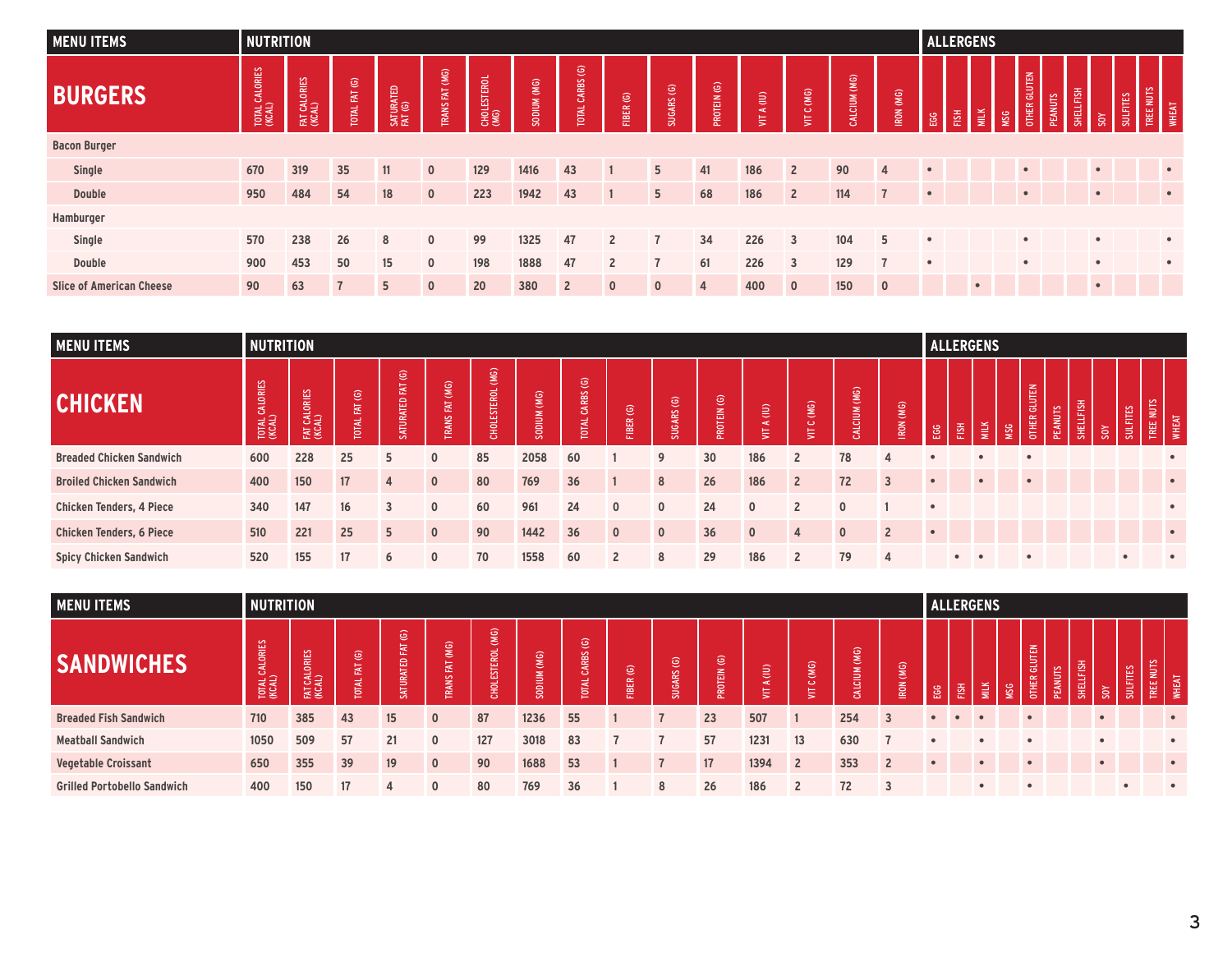| MENU ITEMS | NUTRITION | | | | | | | | | | | | | | | ALLERGENS | | | | | | | | | | |
|---|---|---|---|---|---|---|---|---|---|---|---|---|---|---|---|---|---|---|---|---|---|---|---|---|---|---|
| **BURGERS** | TOTAL CALORIES (KCAL) | FAT CALORIES (KCAL) | TOTAL FAT (G) | SATURATED FAT (G) | TRANS FAT (MG) | CHOLESTEROL (MG) | SODIUM (MG) | TOTAL CARBS (G) | FIBER (G) | SUGARS (G) | PROTEIN (G) | VIT A (IU) | VIT C (MG) | CALCIUM (MG) | IRON (MG) | EGG | FISH | MILK | MSG | OTHER GLUTEN | PEANUTS | SHELLFISH | SOY | SULFITES | TREE NUTS | WHEAT |
| **Bacon Burger** | | | | | | | | | | | | | | | | | | | | | | | | | | |
| **Single** | 670 | 319 | 35 | 11 | 0 | 129 | 1416 | 43 | 1 | 5 | 41 | 186 | 2 | 90 | 4 | • | | | | • | | | • | | | • |
| **Double** | 950 | 484 | 54 | 18 | 0 | 223 | 1942 | 43 | 1 | 5 | 68 | 186 | 2 | 114 | 7 | • | | | | • | | | • | | | • |
| **Hamburger** | | | | | | | | | | | | | | | | | | | | | | | | | | |
| **Single** | 570 | 238 | 26 | 8 | 0 | 99 | 1325 | 47 | 2 | 7 | 34 | 226 | 3 | 104 | 5 | • | | | | • | | | • | | | • |
| **Double** | 900 | 453 | 50 | 15 | 0 | 198 | 1888 | 47 | 2 | 7 | 61 | 226 | 3 | 129 | 7 | • | | | | • | | | • | | | • |
| **Slice of American Cheese** | 90 | 63 | 7 | 5 | 0 | 20 | 380 | 2 | 0 | 0 | 4 | 400 | 0 | 150 | 0 | | | • | | | | | • | | | |

| MENU ITEMS | NUTRITION | | | | | | | | | | | | | | | ALLERGENS | | | | | | | | | | |
|---|---|---|---|---|---|---|---|---|---|---|---|---|---|---|---|---|---|---|---|---|---|---|---|---|---|---|
| **CHICKEN** | TOTAL CALORIES (KCAL) | FAT CALORIES (KCAL) | TOTAL FAT (G) | SATURATED FAT (G) | TRANS FAT (MG) | CHOLESTEROL (MG) | SODIUM (MG) | TOTAL CARBS (G) | FIBER (G) | SUGARS (G) | PROTEIN (G) | VIT A (IU) | VIT C (MG) | CALCIUM (MG) | IRON (MG) | EGG | FISH | MILK | MSG | OTHER GLUTEN | PEANUTS | SHELLFISH | SOY | SULFITES | TREE NUTS | WHEAT |
| **Breaded Chicken Sandwich** | 600 | 228 | 25 | 5 | 0 | 85 | 2058 | 60 | 1 | 9 | 30 | 186 | 2 | 78 | 4 | • | | • | | • | | | | | | • |
| **Broiled Chicken Sandwich** | 400 | 150 | 17 | 4 | 0 | 80 | 769 | 36 | 1 | 8 | 26 | 186 | 2 | 72 | 3 | • | | • | | • | | | | | | • |
| **Chicken Tenders, 4 Piece** | 340 | 147 | 16 | 3 | 0 | 60 | 961 | 24 | 0 | 0 | 24 | 0 | 2 | 0 | 1 | • | | | | | | | | | | • |
| **Chicken Tenders, 6 Piece** | 510 | 221 | 25 | 5 | 0 | 90 | 1442 | 36 | 0 | 0 | 36 | 0 | 4 | 0 | 2 | • | | | | | | | | | | • |
| **Spicy Chicken Sandwich** | 520 | 155 | 17 | 6 | 0 | 70 | 1558 | 60 | 2 | 8 | 29 | 186 | 2 | 79 | 4 | | • | • | | • | | | | • | | • |

| MENU ITEMS | NUTRITION | | | | | | | | | | | | | | | ALLERGENS | | | | | | | | | | |
|---|---|---|---|---|---|---|---|---|---|---|---|---|---|---|---|---|---|---|---|---|---|---|---|---|---|---|
| **SANDWICHES** | TOTAL CALORIES (KCAL) | FAT CALORIES (KCAL) | TOTAL FAT (G) | SATURATED FAT (G) | TRANS FAT (MG) | CHOLESTEROL (MG) | SODIUM (MG) | TOTAL CARBS (G) | FIBER (G) | SUGARS (G) | PROTEIN (G) | VIT A (IU) | VIT C (MG) | CALCIUM (MG) | IRON (MG) | EGG | FISH | MILK | MSG | OTHER GLUTEN | PEANUTS | SHELLFISH | SOY | SULFITES | TREE NUTS | WHEAT |
| **Breaded Fish Sandwich** | 710 | 385 | 43 | 15 | 0 | 87 | 1236 | 55 | 1 | 7 | 23 | 507 | 1 | 254 | 3 | • | • | • | | • | | | • | | | • |
| **Meatball Sandwich** | 1050 | 509 | 57 | 21 | 0 | 127 | 3018 | 83 | 7 | 7 | 57 | 1231 | 13 | 630 | 7 | • | | • | | • | | | • | | | • |
| **Vegetable Croissant** | 650 | 355 | 39 | 19 | 0 | 90 | 1688 | 53 | 1 | 7 | 17 | 1394 | 2 | 353 | 2 | • | | • | | • | | | • | | | • |
| **Grilled Portobello Sandwich** | 400 | 150 | 17 | 4 | 0 | 80 | 769 | 36 | 1 | 8 | 26 | 186 | 2 | 72 | 3 | | | • | | • | | | | • | | • |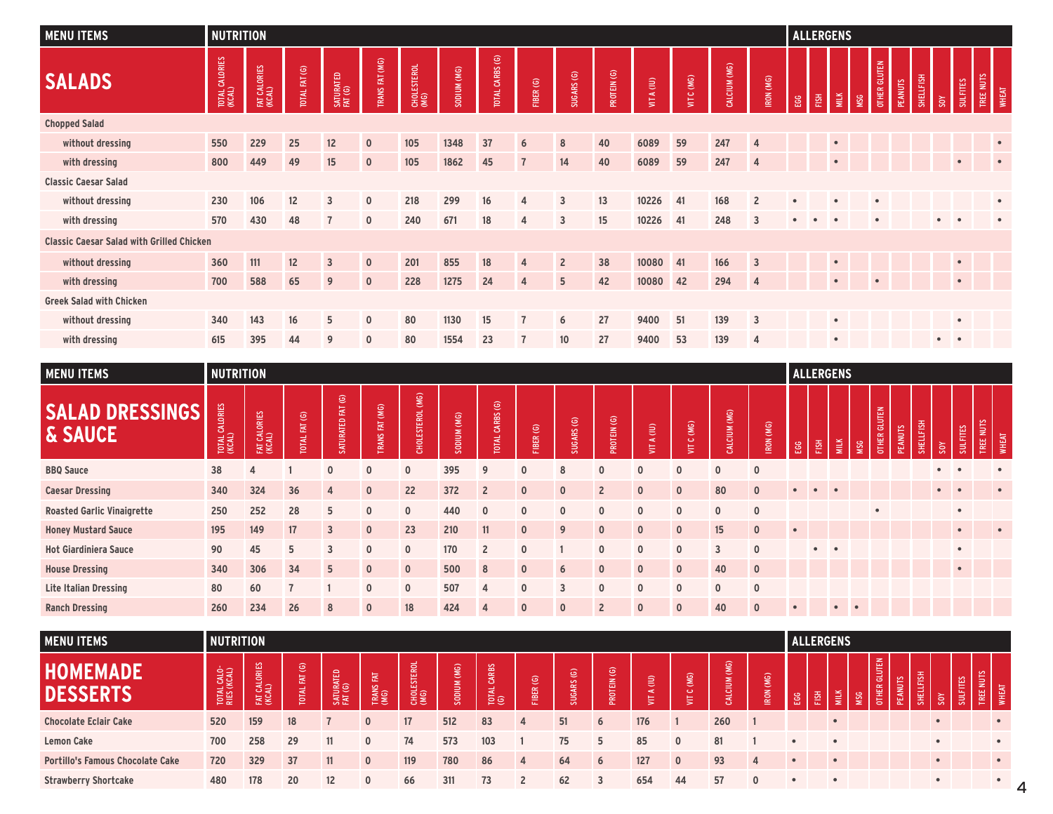## SALADS

| MENU ITEMS | TOTAL CALORIES (KCAL) | FAT CALORIES (KCAL) | TOTAL FAT (G) | SATURATED FAT (G) | TRANS FAT (MG) | CHOLESTEROL (MG) | SODIUM (MG) | TOTAL CARBS (G) | FIBER (G) | SUGARS (G) | PROTEIN (G) | VIT A (IU) | VIT C (MG) | CALCIUM (MG) | IRON (MG) | EGG | FISH | MILK | MSG | OTHER GLUTEN | PEANUTS | SHELLFISH | SOY | SULFITES | TREE NUTS | WHEAT |
|---|---|---|---|---|---|---|---|---|---|---|---|---|---|---|---|---|---|---|---|---|---|---|---|---|---|---|
| **Chopped Salad** | | | | | | | | | | | | | | | | | | | | | | | | | | |
| without dressing | 550 | 229 | 25 | 12 | 0 | 105 | 1348 | 37 | 6 | 8 | 40 | 6089 | 59 | 247 | 4 | | | • | | | | | | | | • |
| with dressing | 800 | 449 | 49 | 15 | 0 | 105 | 1862 | 45 | 7 | 14 | 40 | 6089 | 59 | 247 | 4 | | | • | | | | | | • | | • |
| **Classic Caesar Salad** | | | | | | | | | | | | | | | | | | | | | | | | | | |
| without dressing | 230 | 106 | 12 | 3 | 0 | 218 | 299 | 16 | 4 | 3 | 13 | 10226 | 41 | 168 | 2 | • | | • | | • | | | | | | • |
| with dressing | 570 | 430 | 48 | 7 | 0 | 240 | 671 | 18 | 4 | 3 | 15 | 10226 | 41 | 248 | 3 | • | • | • | | • | | | • | • | | • |
| **Classic Caesar Salad with Grilled Chicken** | | | | | | | | | | | | | | | | | | | | | | | | | | |
| without dressing | 360 | 111 | 12 | 3 | 0 | 201 | 855 | 18 | 4 | 2 | 38 | 10080 | 41 | 166 | 3 | | | • | | | | | | • | | |
| with dressing | 700 | 588 | 65 | 9 | 0 | 228 | 1275 | 24 | 4 | 5 | 42 | 10080 | 42 | 294 | 4 | | | • | | • | | | | • | | |
| **Greek Salad with Chicken** | | | | | | | | | | | | | | | | | | | | | | | | | | |
| without dressing | 340 | 143 | 16 | 5 | 0 | 80 | 1130 | 15 | 7 | 6 | 27 | 9400 | 51 | 139 | 3 | | | • | | | | | | • | | |
| with dressing | 615 | 395 | 44 | 9 | 0 | 80 | 1554 | 23 | 7 | 10 | 27 | 9400 | 53 | 139 | 4 | | | • | | | | | • | • | | |

## SALAD DRESSINGS & SAUCE

| MENU ITEMS | TOTAL CALORIES (KCAL) | FAT CALORIES (KCAL) | TOTAL FAT (G) | SATURATED FAT (G) | TRANS FAT (MG) | CHOLESTEROL (MG) | SODIUM (MG) | TOTAL CARBS (G) | FIBER (G) | SUGARS (G) | PROTEIN (G) | VIT A (IU) | VIT C (MG) | CALCIUM (MG) | IRON (MG) | EGG | FISH | MILK | MSG | OTHER GLUTEN | PEANUTS | SHELLFISH | SOY | SULFITES | TREE NUTS | WHEAT |
|---|---|---|---|---|---|---|---|---|---|---|---|---|---|---|---|---|---|---|---|---|---|---|---|---|---|---|
| BBQ Sauce | 38 | 4 | 1 | 0 | 0 | 0 | 395 | 9 | 0 | 8 | 0 | 0 | 0 | 0 | 0 | | | | | | | | • | • | | • |
| Caesar Dressing | 340 | 324 | 36 | 4 | 0 | 22 | 372 | 2 | 0 | 0 | 2 | 0 | 0 | 80 | 0 | • | • | • | | | | | • | • | | • |
| Roasted Garlic Vinaigrette | 250 | 252 | 28 | 5 | 0 | 0 | 440 | 0 | 0 | 0 | 0 | 0 | 0 | 0 | 0 | | | | | • | | | | • | | |
| Honey Mustard Sauce | 195 | 149 | 17 | 3 | 0 | 23 | 210 | 11 | 0 | 9 | 0 | 0 | 0 | 15 | 0 | • | | | | | | | | • | | • |
| Hot Giardiniera Sauce | 90 | 45 | 5 | 3 | 0 | 0 | 170 | 2 | 0 | 1 | 0 | 0 | 0 | 3 | 0 | | • | • | | | | | | • | | |
| House Dressing | 340 | 306 | 34 | 5 | 0 | 0 | 500 | 8 | 0 | 6 | 0 | 0 | 0 | 40 | 0 | | | | | | | | | • | | |
| Lite Italian Dressing | 80 | 60 | 7 | 1 | 0 | 0 | 507 | 4 | 0 | 3 | 0 | 0 | 0 | 0 | 0 | | | | | | | | | | | |
| Ranch Dressing | 260 | 234 | 26 | 8 | 0 | 18 | 424 | 4 | 0 | 0 | 2 | 0 | 0 | 40 | 0 | • | | • | • | | | | | | | |

## HOMEMADE DESSERTS

| MENU ITEMS | TOTAL CALORIES (KCAL) | FAT CALORIES (KCAL) | TOTAL FAT (G) | SATURATED FAT (G) | TRANS FAT (MG) | CHOLESTEROL (MG) | SODIUM (MG) | TOTAL CARBS (G) | FIBER (G) | SUGARS (G) | PROTEIN (G) | VIT A (IU) | VIT C (MG) | CALCIUM (MG) | IRON (MG) | EGG | FISH | MILK | MSG | OTHER GLUTEN | PEANUTS | SHELLFISH | SOY | SULFITES | TREE NUTS | WHEAT |
|---|---|---|---|---|---|---|---|---|---|---|---|---|---|---|---|---|---|---|---|---|---|---|---|---|---|---|
| Chocolate Eclair Cake | 520 | 159 | 18 | 7 | 0 | 17 | 512 | 83 | 4 | 51 | 6 | 176 | 1 | 260 | 1 | | | • | | | | | • | | | • |
| Lemon Cake | 700 | 258 | 29 | 11 | 0 | 74 | 573 | 103 | 1 | 75 | 5 | 85 | 0 | 81 | 1 | • | | • | | | | | • | | | • |
| Portillo's Famous Chocolate Cake | 720 | 329 | 37 | 11 | 0 | 119 | 780 | 86 | 4 | 64 | 6 | 127 | 0 | 93 | 4 | • | | • | | | | | • | | | • |
| Strawberry Shortcake | 480 | 178 | 20 | 12 | 0 | 66 | 311 | 73 | 2 | 62 | 3 | 654 | 44 | 57 | 0 | • | | • | | | | | • | | | • |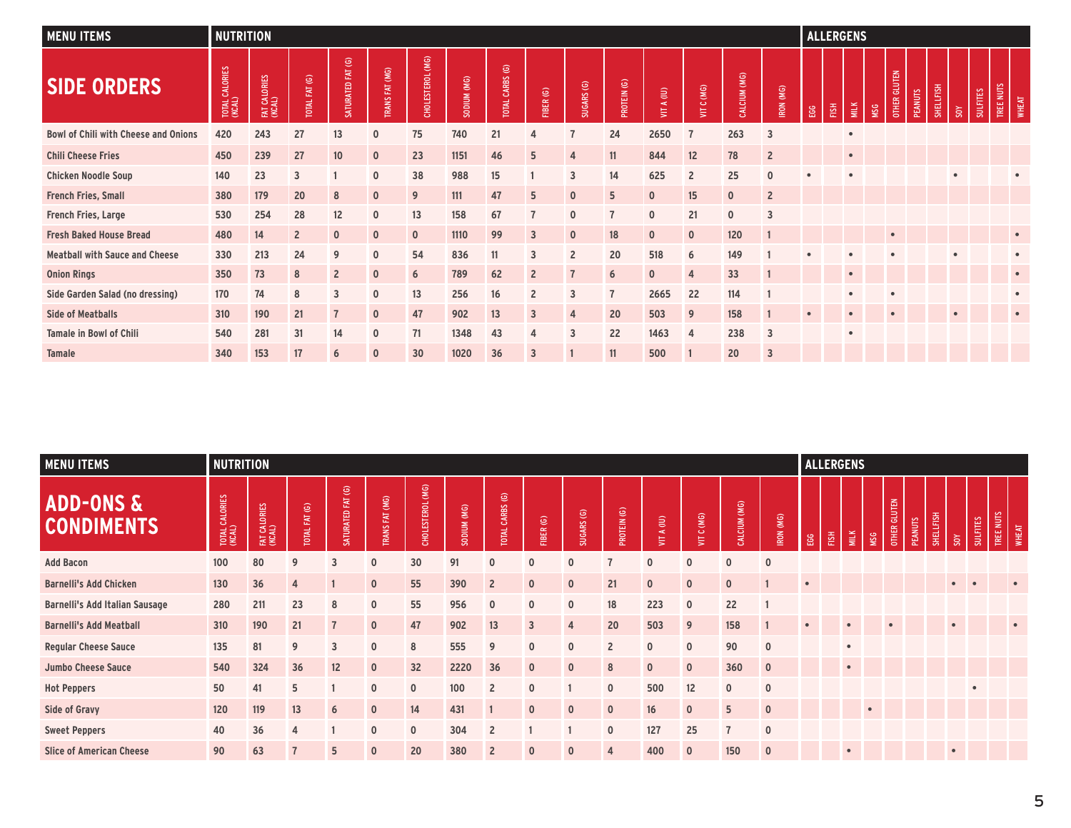| MENU ITEMS | NUTRITION | | | | | | | | | | | | | | | ALLERGENS | | | | | | | | | | |
|---|---|---|---|---|---|---|---|---|---|---|---|---|---|---|---|---|---|---|---|---|---|---|---|---|---|---|
| **SIDE ORDERS** | TOTAL CALORIES (KCAL) | FAT CALORIES (KCAL) | TOTAL FAT (G) | SATURATED FAT (G) | TRANS FAT (MG) | CHOLESTEROL (MG) | SODIUM (MG) | TOTAL CARBS (G) | FIBER (G) | SUGARS (G) | PROTEIN (G) | VIT A (IU) | VIT C (MG) | CALCIUM (MG) | IRON (MG) | EGG | FISH | MILK | MSG | OTHER GLUTEN | PEANUTS | SHELLFISH | SOY | SULFITES | TREE NUTS | WHEAT |
| Bowl of Chili with Cheese and Onions | 420 | 243 | 27 | 13 | 0 | 75 | 740 | 21 | 4 | 7 | 24 | 2650 | 7 | 263 | 3 | | | • | | | | | | | | |
| Chili Cheese Fries | 450 | 239 | 27 | 10 | 0 | 23 | 1151 | 46 | 5 | 4 | 11 | 844 | 12 | 78 | 2 | | | • | | | | | | | | |
| Chicken Noodle Soup | 140 | 23 | 3 | 1 | 0 | 38 | 988 | 15 | 1 | 3 | 14 | 625 | 2 | 25 | 0 | • | | • | | | | | • | | | • |
| French Fries, Small | 380 | 179 | 20 | 8 | 0 | 9 | 111 | 47 | 5 | 0 | 5 | 0 | 15 | 0 | 2 | | | | | | | | | | | |
| French Fries, Large | 530 | 254 | 28 | 12 | 0 | 13 | 158 | 67 | 7 | 0 | 7 | 0 | 21 | 0 | 3 | | | | | | | | | | | |
| Fresh Baked House Bread | 480 | 14 | 2 | 0 | 0 | 0 | 1110 | 99 | 3 | 0 | 18 | 0 | 0 | 120 | 1 | | | | | • | | | | | | • |
| Meatball with Sauce and Cheese | 330 | 213 | 24 | 9 | 0 | 54 | 836 | 11 | 3 | 2 | 20 | 518 | 6 | 149 | 1 | • | | • | | • | | | • | | | • |
| Onion Rings | 350 | 73 | 8 | 2 | 0 | 6 | 789 | 62 | 2 | 7 | 6 | 0 | 4 | 33 | 1 | | | • | | | | | | | | • |
| Side Garden Salad (no dressing) | 170 | 74 | 8 | 3 | 0 | 13 | 256 | 16 | 2 | 3 | 7 | 2665 | 22 | 114 | 1 | | | • | | • | | | | | | • |
| Side of Meatballs | 310 | 190 | 21 | 7 | 0 | 47 | 902 | 13 | 3 | 4 | 20 | 503 | 9 | 158 | 1 | • | | • | | • | | | • | | | • |
| Tamale in Bowl of Chili | 540 | 281 | 31 | 14 | 0 | 71 | 1348 | 43 | 4 | 3 | 22 | 1463 | 4 | 238 | 3 | | | • | | | | | | | | |
| Tamale | 340 | 153 | 17 | 6 | 0 | 30 | 1020 | 36 | 3 | 1 | 11 | 500 | 1 | 20 | 3 | | | | | | | | | | | |

| MENU ITEMS | NUTRITION | | | | | | | | | | | | | | | ALLERGENS | | | | | | | | | | |
|---|---|---|---|---|---|---|---|---|---|---|---|---|---|---|---|---|---|---|---|---|---|---|---|---|---|---|
| **ADD-ONS & CONDIMENTS** | TOTAL CALORIES (KCAL) | FAT CALORIES (KCAL) | TOTAL FAT (G) | SATURATED FAT (G) | TRANS FAT (MG) | CHOLESTEROL (MG) | SODIUM (MG) | TOTAL CARBS (G) | FIBER (G) | SUGARS (G) | PROTEIN (G) | VIT A (IU) | VIT C (MG) | CALCIUM (MG) | IRON (MG) | EGG | FISH | MILK | MSG | OTHER GLUTEN | PEANUTS | SHELLFISH | SOY | SULFITES | TREE NUTS | WHEAT |
| Add Bacon | 100 | 80 | 9 | 3 | 0 | 30 | 91 | 0 | 0 | 0 | 7 | 0 | 0 | 0 | 0 | | | | | | | | | | | |
| Barnelli's Add Chicken | 130 | 36 | 4 | 1 | 0 | 55 | 390 | 2 | 0 | 0 | 21 | 0 | 0 | 0 | 1 | • | | | | | | | • | • | | • |
| Barnelli's Add Italian Sausage | 280 | 211 | 23 | 8 | 0 | 55 | 956 | 0 | 0 | 0 | 18 | 223 | 0 | 22 | 1 | | | | | | | | | | | |
| Barnelli's Add Meatball | 310 | 190 | 21 | 7 | 0 | 47 | 902 | 13 | 3 | 4 | 20 | 503 | 9 | 158 | 1 | • | | • | | • | | | • | | | • |
| Regular Cheese Sauce | 135 | 81 | 9 | 3 | 0 | 8 | 555 | 9 | 0 | 0 | 2 | 0 | 0 | 90 | 0 | | | • | | | | | | | | |
| Jumbo Cheese Sauce | 540 | 324 | 36 | 12 | 0 | 32 | 2220 | 36 | 0 | 0 | 8 | 0 | 0 | 360 | 0 | | | • | | | | | | | | |
| Hot Peppers | 50 | 41 | 5 | 1 | 0 | 0 | 100 | 2 | 0 | 1 | 0 | 500 | 12 | 0 | 0 | | | | | | | | | • | | |
| Side of Gravy | 120 | 119 | 13 | 6 | 0 | 14 | 431 | 1 | 0 | 0 | 0 | 16 | 0 | 5 | 0 | | | | • | | | | | | | |
| Sweet Peppers | 40 | 36 | 4 | 1 | 0 | 0 | 304 | 2 | 1 | 1 | 0 | 127 | 25 | 7 | 0 | | | | | | | | | | | |
| Slice of American Cheese | 90 | 63 | 7 | 5 | 0 | 20 | 380 | 2 | 0 | 0 | 4 | 400 | 0 | 150 | 0 | | | • | | | | | • | | | |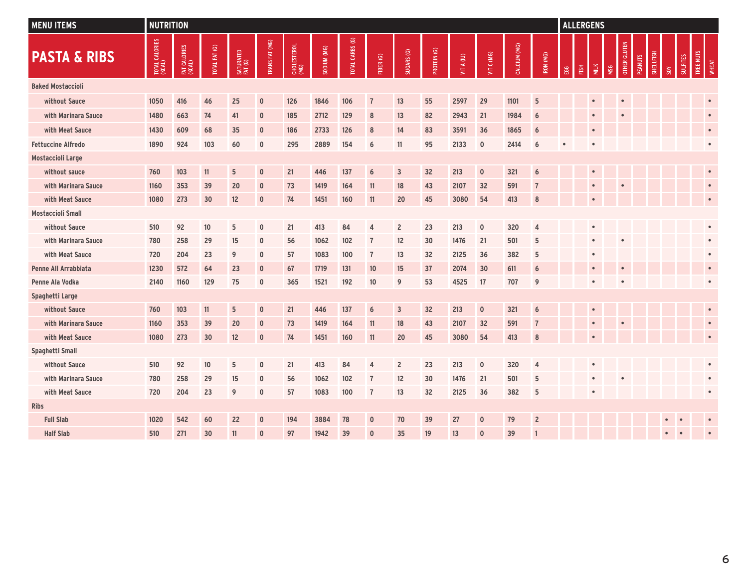| MENU ITEMS | NUTRITION | | | | | | | | | | | | | | | ALLERGENS | | | | | | | | | | | |
|---|---|---|---|---|---|---|---|---|---|---|---|---|---|---|---|---|---|---|---|---|---|---|---|---|---|---|---|
| **PASTA & RIBS** | TOTAL CALORIES (KCAL) | FAT CALORIES (KCAL) | TOTAL FAT (G) | SATURATED FAT (G) | TRANS FAT (MG) | CHOLESTEROL (MG) | SODIUM (MG) | TOTAL CARBS (G) | FIBER (G) | SUGARS (G) | PROTEIN (G) | VIT A (IU) | VIT C (MG) | CALCIUM (MG) | IRON (MG) | EGG | FISH | MILK | MSG | OTHER GLUTEN | PEANUTS | SHELLFISH | SOY | SULFITES | TREE NUTS | WHEAT |
| **Baked Mostacciolli** | | | | | | | | | | | | | | | | | | | | | | | | | | |
| without Sauce | 1050 | 416 | 46 | 25 | 0 | 126 | 1846 | 106 | 7 | 13 | 55 | 2597 | 29 | 1101 | 5 | | | • | | • | | | | | | • |
| with Marinara Sauce | 1480 | 663 | 74 | 41 | 0 | 185 | 2712 | 129 | 8 | 13 | 82 | 2943 | 21 | 1984 | 6 | | | • | | • | | | | | | • |
| with Meat Sauce | 1430 | 609 | 68 | 35 | 0 | 186 | 2733 | 126 | 8 | 14 | 83 | 3591 | 36 | 1865 | 6 | | | • | | | | | | | | • |
| **Fettuccine Alfredo** | 1890 | 924 | 103 | 60 | 0 | 295 | 2889 | 154 | 6 | 11 | 95 | 2133 | 0 | 2414 | 6 | • | | • | | | | | | | | • |
| **Mostaccioli Large** | | | | | | | | | | | | | | | | | | | | | | | | | | |
| without sauce | 760 | 103 | 11 | 5 | 0 | 21 | 446 | 137 | 6 | 3 | 32 | 213 | 0 | 321 | 6 | | | • | | | | | | | | • |
| with Marinara Sauce | 1160 | 353 | 39 | 20 | 0 | 73 | 1419 | 164 | 11 | 18 | 43 | 2107 | 32 | 591 | 7 | | | • | | • | | | | | | • |
| with Meat Sauce | 1080 | 273 | 30 | 12 | 0 | 74 | 1451 | 160 | 11 | 20 | 45 | 3080 | 54 | 413 | 8 | | | • | | | | | | | | • |
| **Mostaccioli Small** | | | | | | | | | | | | | | | | | | | | | | | | | | |
| without Sauce | 510 | 92 | 10 | 5 | 0 | 21 | 413 | 84 | 4 | 2 | 23 | 213 | 0 | 320 | 4 | | | • | | | | | | | | • |
| with Marinara Sauce | 780 | 258 | 29 | 15 | 0 | 56 | 1062 | 102 | 7 | 12 | 30 | 1476 | 21 | 501 | 5 | | | • | | • | | | | | | • |
| with Meat Sauce | 720 | 204 | 23 | 9 | 0 | 57 | 1083 | 100 | 7 | 13 | 32 | 2125 | 36 | 382 | 5 | | | • | | | | | | | | • |
| **Penne All Arrabbiata** | 1230 | 572 | 64 | 23 | 0 | 67 | 1719 | 131 | 10 | 15 | 37 | 2074 | 30 | 611 | 6 | | | • | | • | | | | | | • |
| **Penne Ala Vodka** | 2140 | 1160 | 129 | 75 | 0 | 365 | 1521 | 192 | 10 | 9 | 53 | 4525 | 17 | 707 | 9 | | | • | | • | | | | | | • |
| **Spaghetti Large** | | | | | | | | | | | | | | | | | | | | | | | | | | |
| without Sauce | 760 | 103 | 11 | 5 | 0 | 21 | 446 | 137 | 6 | 3 | 32 | 213 | 0 | 321 | 6 | | | • | | | | | | | | • |
| with Marinara Sauce | 1160 | 353 | 39 | 20 | 0 | 73 | 1419 | 164 | 11 | 18 | 43 | 2107 | 32 | 591 | 7 | | | • | | • | | | | | | • |
| with Meat Sauce | 1080 | 273 | 30 | 12 | 0 | 74 | 1451 | 160 | 11 | 20 | 45 | 3080 | 54 | 413 | 8 | | | • | | | | | | | | • |
| **Spaghetti Small** | | | | | | | | | | | | | | | | | | | | | | | | | | |
| without Sauce | 510 | 92 | 10 | 5 | 0 | 21 | 413 | 84 | 4 | 2 | 23 | 213 | 0 | 320 | 4 | | | • | | | | | | | | • |
| with Marinara Sauce | 780 | 258 | 29 | 15 | 0 | 56 | 1062 | 102 | 7 | 12 | 30 | 1476 | 21 | 501 | 5 | | | • | | • | | | | | | • |
| with Meat Sauce | 720 | 204 | 23 | 9 | 0 | 57 | 1083 | 100 | 7 | 13 | 32 | 2125 | 36 | 382 | 5 | | | • | | | | | | | | • |
| **Ribs** | | | | | | | | | | | | | | | | | | | | | | | | | | |
| Full Slab | 1020 | 542 | 60 | 22 | 0 | 194 | 3884 | 78 | 0 | 70 | 39 | 27 | 0 | 79 | 2 | | | | | | | | • | • | | • |
| Half Slab | 510 | 271 | 30 | 11 | 0 | 97 | 1942 | 39 | 0 | 35 | 19 | 13 | 0 | 39 | 1 | | | | | | | | • | • | | • |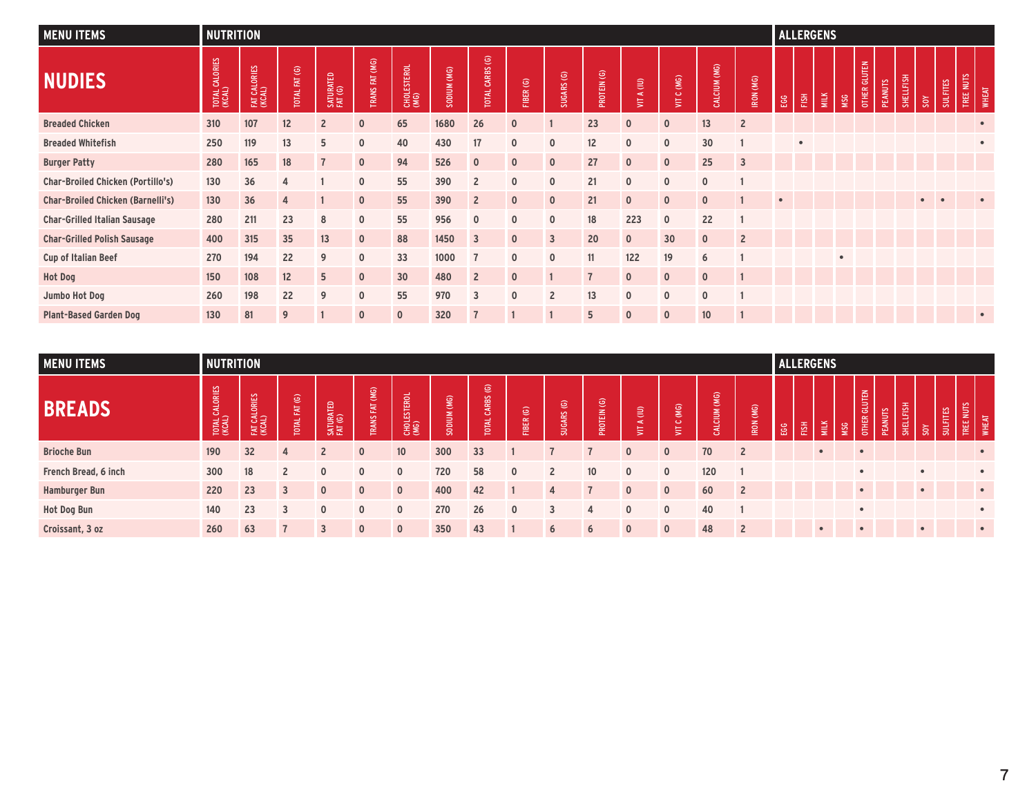| MENU ITEMS | NUTRITION | | | | | | | | | | | | | | | ALLERGENS | | | | | | | | | | |
|---|---|---|---|---|---|---|---|---|---|---|---|---|---|---|---|---|---|---|---|---|---|---|---|---|---|---|
| **NUDIES** | TOTAL CALORIES (KCAL) | FAT CALORIES (KCAL) | TOTAL FAT (G) | SATURATED FAT (G) | TRANS FAT (MG) | CHOLESTEROL (MG) | SODIUM (MG) | TOTAL CARBS (G) | FIBER (G) | SUGARS (G) | PROTEIN (G) | VIT A (IU) | VIT C (MG) | CALCIUM (MG) | IRON (MG) | EGG | FISH | MILK | MSG | OTHER GLUTEN | PEANUTS | SHELLFISH | SOY | SULFITES | TREE NUTS | WHEAT |
| Breaded Chicken | 310 | 107 | 12 | 2 | 0 | 65 | 1680 | 26 | 0 | 1 | 23 | 0 | 0 | 13 | 2 | | | | | | | | | | | • |
| Breaded Whitefish | 250 | 119 | 13 | 5 | 0 | 40 | 430 | 17 | 0 | 0 | 12 | 0 | 0 | 30 | 1 | | • | | | | | | | | | • |
| Burger Patty | 280 | 165 | 18 | 7 | 0 | 94 | 526 | 0 | 0 | 0 | 27 | 0 | 0 | 25 | 3 | | | | | | | | | | | |
| Char-Broiled Chicken (Portillo's) | 130 | 36 | 4 | 1 | 0 | 55 | 390 | 2 | 0 | 0 | 21 | 0 | 0 | 0 | 1 | | | | | | | | | | | |
| Char-Broiled Chicken (Barnelli's) | 130 | 36 | 4 | 1 | 0 | 55 | 390 | 2 | 0 | 0 | 21 | 0 | 0 | 0 | 1 | • | | | | | | | • | • | | • |
| Char-Grilled Italian Sausage | 280 | 211 | 23 | 8 | 0 | 55 | 956 | 0 | 0 | 0 | 18 | 223 | 0 | 22 | 1 | | | | | | | | | | | |
| Char-Grilled Polish Sausage | 400 | 315 | 35 | 13 | 0 | 88 | 1450 | 3 | 0 | 3 | 20 | 0 | 30 | 0 | 2 | | | | | | | | | | | |
| Cup of Italian Beef | 270 | 194 | 22 | 9 | 0 | 33 | 1000 | 7 | 0 | 0 | 11 | 122 | 19 | 6 | 1 | | | | • | | | | | | | |
| Hot Dog | 150 | 108 | 12 | 5 | 0 | 30 | 480 | 2 | 0 | 1 | 7 | 0 | 0 | 0 | 1 | | | | | | | | | | | |
| Jumbo Hot Dog | 260 | 198 | 22 | 9 | 0 | 55 | 970 | 3 | 0 | 2 | 13 | 0 | 0 | 0 | 1 | | | | | | | | | | | |
| Plant-Based Garden Dog | 130 | 81 | 9 | 1 | 0 | 0 | 320 | 7 | 1 | 1 | 5 | 0 | 0 | 10 | 1 | | | | | | | | | | | • |

| MENU ITEMS | NUTRITION | | | | | | | | | | | | | | | ALLERGENS | | | | | | | | | | |
|---|---|---|---|---|---|---|---|---|---|---|---|---|---|---|---|---|---|---|---|---|---|---|---|---|---|---|
| **BREADS** | TOTAL CALORIES (KCAL) | FAT CALORIES (KCAL) | TOTAL FAT (G) | SATURATED FAT (G) | TRANS FAT (MG) | CHOLESTEROL (MG) | SODIUM (MG) | TOTAL CARBS (G) | FIBER (G) | SUGARS (G) | PROTEIN (G) | VIT A (IU) | VIT C (MG) | CALCIUM (MG) | IRON (MG) | EGG | FISH | MILK | MSG | OTHER GLUTEN | PEANUTS | SHELLFISH | SOY | SULFITES | TREE NUTS | WHEAT |
| Brioche Bun | 190 | 32 | 4 | 2 | 0 | 10 | 300 | 33 | 1 | 7 | 7 | 0 | 0 | 70 | 2 | | | • | | • | | | | | | • |
| French Bread, 6 inch | 300 | 18 | 2 | 0 | 0 | 0 | 720 | 58 | 0 | 2 | 10 | 0 | 0 | 120 | 1 | | | | | • | | | • | | | • |
| Hamburger Bun | 220 | 23 | 3 | 0 | 0 | 0 | 400 | 42 | 1 | 4 | 7 | 0 | 0 | 60 | 2 | | | | | • | | | • | | | • |
| Hot Dog Bun | 140 | 23 | 3 | 0 | 0 | 0 | 270 | 26 | 0 | 3 | 4 | 0 | 0 | 40 | 1 | | | | | • | | | | | | • |
| Croissant, 3 oz | 260 | 63 | 7 | 3 | 0 | 0 | 350 | 43 | 1 | 6 | 6 | 0 | 0 | 48 | 2 | | | • | | • | | | • | | | • |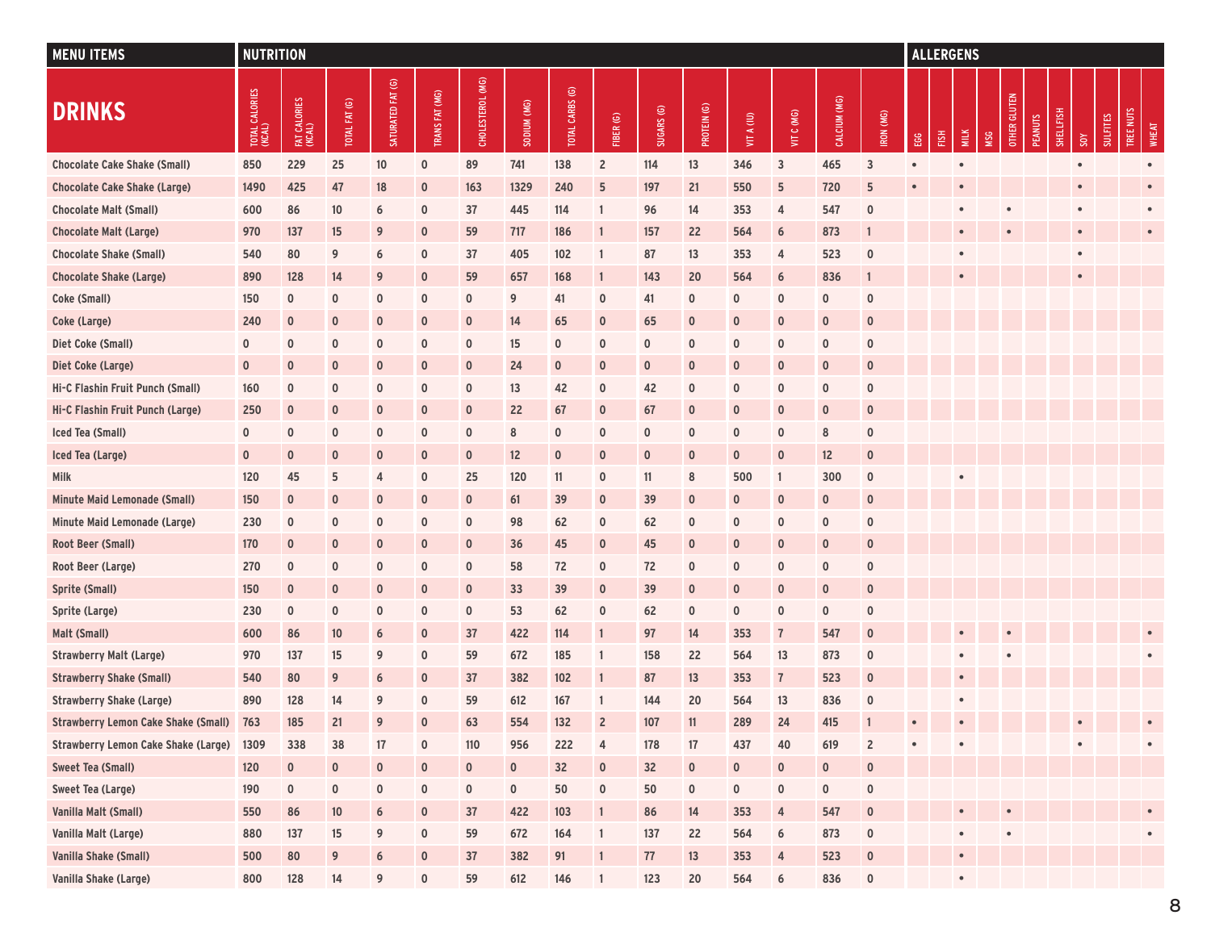| MENU ITEMS | NUTRITION | | | | | | | | | | | | | | | ALLERGENS | | | | | | | | | | |
|---|---|---|---|---|---|---|---|---|---|---|---|---|---|---|---|---|---|---|---|---|---|---|---|---|---|---|
| **DRINKS** | TOTAL CALORIES (KCAL) | FAT CALORIES (KCAL) | TOTAL FAT (G) | SATURATED FAT (G) | TRANS FAT (MG) | CHOLESTEROL (MG) | SODIUM (MG) | TOTAL CARBS (G) | FIBER (G) | SUGARS (G) | PROTEIN (G) | VIT A (IU) | VIT C (MG) | CALCIUM (MG) | IRON (MG) | EGG | FISH | MILK | MSG | OTHER GLUTEN | PEANUTS | SHELLFISH | SOY | SULFITES | TREE NUTS | WHEAT |
| Chocolate Cake Shake (Small) | 850 | 229 | 25 | 10 | 0 | 89 | 741 | 138 | 2 | 114 | 13 | 346 | 3 | 465 | 3 | • | | • | | | | | • | | | • |
| Chocolate Cake Shake (Large) | 1490 | 425 | 47 | 18 | 0 | 163 | 1329 | 240 | 5 | 197 | 21 | 550 | 5 | 720 | 5 | • | | • | | | | | • | | | • |
| Chocolate Malt (Small) | 600 | 86 | 10 | 6 | 0 | 37 | 445 | 114 | 1 | 96 | 14 | 353 | 4 | 547 | 0 | | | • | | • | | | • | | | • |
| Chocolate Malt (Large) | 970 | 137 | 15 | 9 | 0 | 59 | 717 | 186 | 1 | 157 | 22 | 564 | 6 | 873 | 1 | | | • | | • | | | • | | | • |
| Chocolate Shake (Small) | 540 | 80 | 9 | 6 | 0 | 37 | 405 | 102 | 1 | 87 | 13 | 353 | 4 | 523 | 0 | | | • | | | | | • | | | |
| Chocolate Shake (Large) | 890 | 128 | 14 | 9 | 0 | 59 | 657 | 168 | 1 | 143 | 20 | 564 | 6 | 836 | 1 | | | • | | | | | • | | | |
| Coke (Small) | 150 | 0 | 0 | 0 | 0 | 0 | 9 | 41 | 0 | 41 | 0 | 0 | 0 | 0 | 0 | | | | | | | | | | | |
| Coke (Large) | 240 | 0 | 0 | 0 | 0 | 0 | 14 | 65 | 0 | 65 | 0 | 0 | 0 | 0 | 0 | | | | | | | | | | | |
| Diet Coke (Small) | 0 | 0 | 0 | 0 | 0 | 0 | 15 | 0 | 0 | 0 | 0 | 0 | 0 | 0 | 0 | | | | | | | | | | | |
| Diet Coke (Large) | 0 | 0 | 0 | 0 | 0 | 0 | 24 | 0 | 0 | 0 | 0 | 0 | 0 | 0 | 0 | | | | | | | | | | | |
| Hi-C Flashin Fruit Punch (Small) | 160 | 0 | 0 | 0 | 0 | 0 | 13 | 42 | 0 | 42 | 0 | 0 | 0 | 0 | 0 | | | | | | | | | | | |
| Hi-C Flashin Fruit Punch (Large) | 250 | 0 | 0 | 0 | 0 | 0 | 22 | 67 | 0 | 67 | 0 | 0 | 0 | 0 | 0 | | | | | | | | | | | |
| Iced Tea (Small) | 0 | 0 | 0 | 0 | 0 | 0 | 8 | 0 | 0 | 0 | 0 | 0 | 0 | 8 | 0 | | | | | | | | | | | |
| Iced Tea (Large) | 0 | 0 | 0 | 0 | 0 | 0 | 12 | 0 | 0 | 0 | 0 | 0 | 0 | 12 | 0 | | | | | | | | | | | |
| Milk | 120 | 45 | 5 | 4 | 0 | 25 | 120 | 11 | 0 | 11 | 8 | 500 | 1 | 300 | 0 | | | • | | | | | | | | |
| Minute Maid Lemonade (Small) | 150 | 0 | 0 | 0 | 0 | 0 | 61 | 39 | 0 | 39 | 0 | 0 | 0 | 0 | 0 | | | | | | | | | | | |
| Minute Maid Lemonade (Large) | 230 | 0 | 0 | 0 | 0 | 0 | 98 | 62 | 0 | 62 | 0 | 0 | 0 | 0 | 0 | | | | | | | | | | | |
| Root Beer (Small) | 170 | 0 | 0 | 0 | 0 | 0 | 36 | 45 | 0 | 45 | 0 | 0 | 0 | 0 | 0 | | | | | | | | | | | |
| Root Beer (Large) | 270 | 0 | 0 | 0 | 0 | 0 | 58 | 72 | 0 | 72 | 0 | 0 | 0 | 0 | 0 | | | | | | | | | | | |
| Sprite (Small) | 150 | 0 | 0 | 0 | 0 | 0 | 33 | 39 | 0 | 39 | 0 | 0 | 0 | 0 | 0 | | | | | | | | | | | |
| Sprite (Large) | 230 | 0 | 0 | 0 | 0 | 0 | 53 | 62 | 0 | 62 | 0 | 0 | 0 | 0 | 0 | | | | | | | | | | | |
| Malt (Small) | 600 | 86 | 10 | 6 | 0 | 37 | 422 | 114 | 1 | 97 | 14 | 353 | 7 | 547 | 0 | | | • | | • | | | | | | • |
| Strawberry Malt (Large) | 970 | 137 | 15 | 9 | 0 | 59 | 672 | 185 | 1 | 158 | 22 | 564 | 13 | 873 | 0 | | | • | | • | | | | | | • |
| Strawberry Shake (Small) | 540 | 80 | 9 | 6 | 0 | 37 | 382 | 102 | 1 | 87 | 13 | 353 | 7 | 523 | 0 | | | • | | | | | | | | |
| Strawberry Shake (Large) | 890 | 128 | 14 | 9 | 0 | 59 | 612 | 167 | 1 | 144 | 20 | 564 | 13 | 836 | 0 | | | • | | | | | | | | |
| Strawberry Lemon Cake Shake (Small) | 763 | 185 | 21 | 9 | 0 | 63 | 554 | 132 | 2 | 107 | 11 | 289 | 24 | 415 | 1 | • | | • | | | | | • | | | • |
| Strawberry Lemon Cake Shake (Large) | 1309 | 338 | 38 | 17 | 0 | 110 | 956 | 222 | 4 | 178 | 17 | 437 | 40 | 619 | 2 | • | | • | | | | | • | | | • |
| Sweet Tea (Small) | 120 | 0 | 0 | 0 | 0 | 0 | 0 | 32 | 0 | 32 | 0 | 0 | 0 | 0 | 0 | | | | | | | | | | | |
| Sweet Tea (Large) | 190 | 0 | 0 | 0 | 0 | 0 | 0 | 50 | 0 | 50 | 0 | 0 | 0 | 0 | 0 | | | | | | | | | | | |
| Vanilla Malt (Small) | 550 | 86 | 10 | 6 | 0 | 37 | 422 | 103 | 1 | 86 | 14 | 353 | 4 | 547 | 0 | | | • | | • | | | | | | • |
| Vanilla Malt (Large) | 880 | 137 | 15 | 9 | 0 | 59 | 672 | 164 | 1 | 137 | 22 | 564 | 6 | 873 | 0 | | | • | | • | | | | | | • |
| Vanilla Shake (Small) | 500 | 80 | 9 | 6 | 0 | 37 | 382 | 91 | 1 | 77 | 13 | 353 | 4 | 523 | 0 | | | • | | | | | | | | |
| Vanilla Shake (Large) | 800 | 128 | 14 | 9 | 0 | 59 | 612 | 146 | 1 | 123 | 20 | 564 | 6 | 836 | 0 | | | • | | | | | | | | |